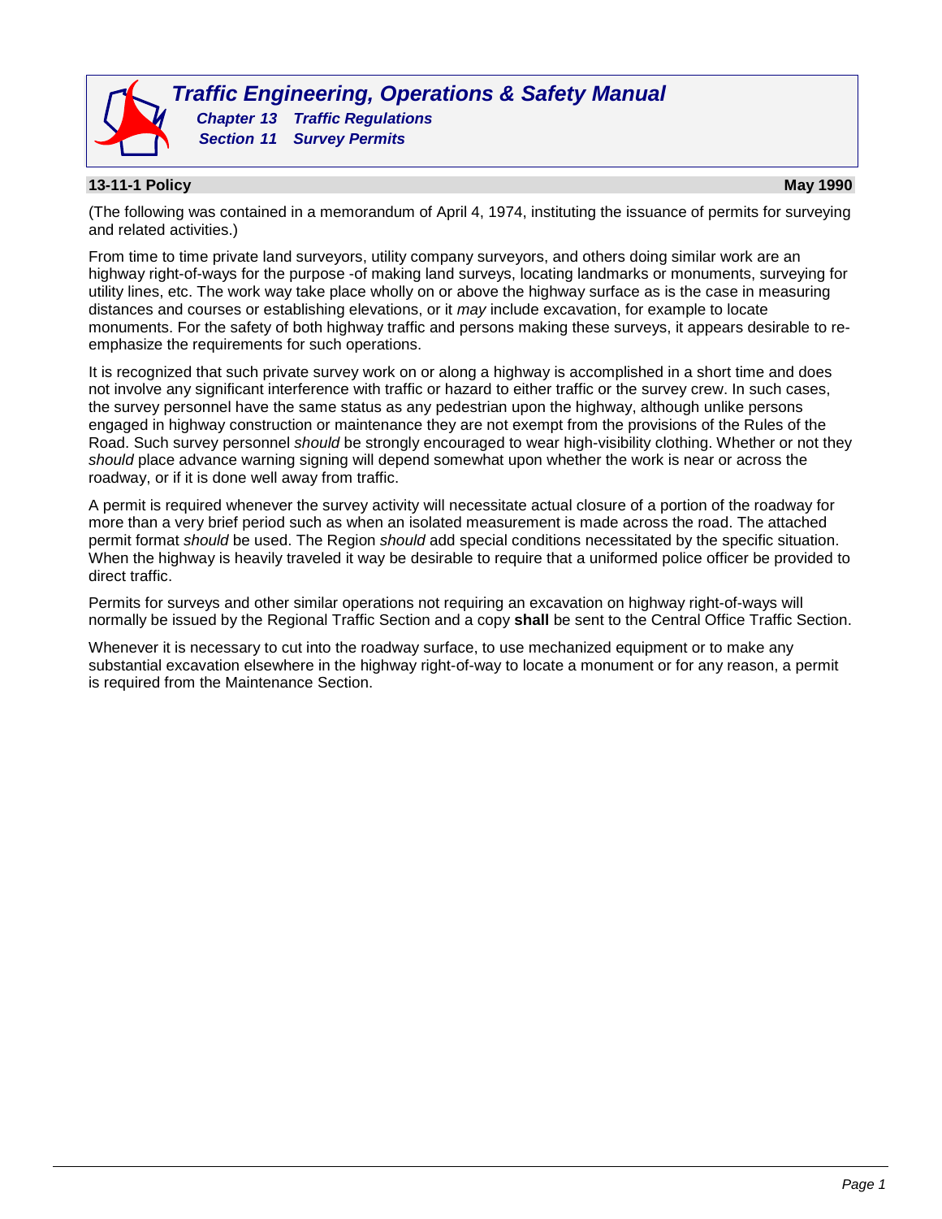# Traffic Engineering, Operations & Safety Manual

## Chapter 13 Traffic Regulations

## Section 11 Survey Permits

### 13-11-1 Policy — May 1990

(The following was contained in a memorandum of April 4, 1974, instituting the issuance of permits for surveying and related activities.)

From time to time private land surveyors, utility company surveyors, and others doing similar work are an highway right-of-ways for the purpose -of making land surveys, locating landmarks or monuments, surveying for utility lines, etc. The work way take place wholly on or above the highway surface as is the case in measuring distances and courses or establishing elevations, or it *may* include excavation, for example to locate monuments. For the safety of both highway traffic and persons making these surveys, it appears desirable to re-emphasize the requirements for such operations.

It is recognized that such private survey work on or along a highway is accomplished in a short time and does not involve any significant interference with traffic or hazard to either traffic or the survey crew. In such cases, the survey personnel have the same status as any pedestrian upon the highway, although unlike persons engaged in highway construction or maintenance they are not exempt from the provisions of the Rules of the Road. Such survey personnel *should* be strongly encouraged to wear high-visibility clothing. Whether or not they *should* place advance warning signing will depend somewhat upon whether the work is near or across the roadway, or if it is done well away from traffic.

A permit is required whenever the survey activity will necessitate actual closure of a portion of the roadway for more than a very brief period such as when an isolated measurement is made across the road. The attached permit format *should* be used. The Region *should* add special conditions necessitated by the specific situation. When the highway is heavily traveled it way be desirable to require that a uniformed police officer be provided to direct traffic.

Permits for surveys and other similar operations not requiring an excavation on highway right-of-ways will normally be issued by the Regional Traffic Section and a copy **shall** be sent to the Central Office Traffic Section.

Whenever it is necessary to cut into the roadway surface, to use mechanized equipment or to make any substantial excavation elsewhere in the highway right-of-way to locate a monument or for any reason, a permit is required from the Maintenance Section.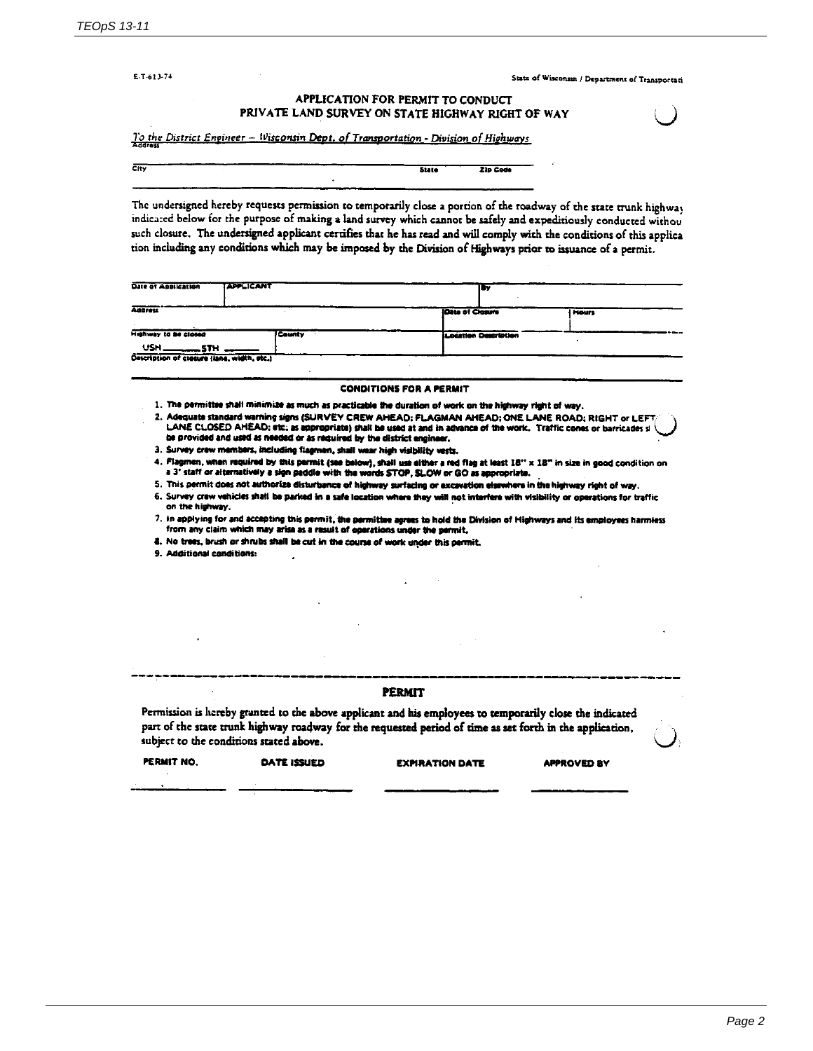E-T-613-74

State of Wisconsin / Department of Transportati

# APPLICATION FOR PERMIT TO CONDUCT PRIVATE LAND SURVEY ON STATE HIGHWAY RIGHT OF WAY

*To the District Engineer – Wisconsin Dept. of Transportation - Division of Highways*

Address

City | State | Zip Code

The undersigned hereby requests permission to temporarily close a portion of the roadway of the state trunk highway indicated below for the purpose of making a land survey which cannot be safely and expeditiously conducted withou such closure. The undersigned applicant certifies that he has read and will comply with the conditions of this applica tion including any conditions which may be imposed by the Division of Highways prior to issuance of a permit.

| Date of Application | APPLICANT | By | |
|---|---|---|---|
| Address | | Date of Closure | Hours |
| Highway to be closed USH ______ STH ______ | County | Location Description | |

Description of closure (lane, width, etc.)

## CONDITIONS FOR A PERMIT

1. The permittee shall minimize as much as practicable the duration of work on the highway right of way.
2. Adequate standard warning signs (SURVEY CREW AHEAD; FLAGMAN AHEAD; ONE LANE ROAD; RIGHT or LEFT LANE CLOSED AHEAD; etc. as appropriate) shall be used at and in advance of the work. Traffic cones or barricades sl be provided and used as needed or as required by the district engineer.
3. Survey crew members, including flagmen, shall wear high visibility vests.
4. Flagmen, when required by this permit (see below), shall use either a red flag at least 18" x 18" in size in good condition on a 3' staff or alternatively a sign paddle with the words STOP, SLOW or GO as appropriate.
5. This permit does not authorize disturbance of highway surfacing or excavation elsewhere in the highway right of way.
6. Survey crew vehicles shall be parked in a safe location where they will not interfere with visibility or operations for traffic on the highway.
7. In applying for and accepting this permit, the permittee agrees to hold the Division of Highways and its employees harmless from any claim which may arise as a result of operations under the permit.
8. No trees, brush or shrubs shall be cut in the course of work under this permit.
9. Additional conditions:

## PERMIT

Permission is hereby granted to the above applicant and his employees to temporarily close the indicated part of the state trunk highway roadway for the requested period of time as set forth in the application, subject to the conditions stated above.

| PERMIT NO. | DATE ISSUED | EXPIRATION DATE | APPROVED BY |
|---|---|---|---|
| | | | |